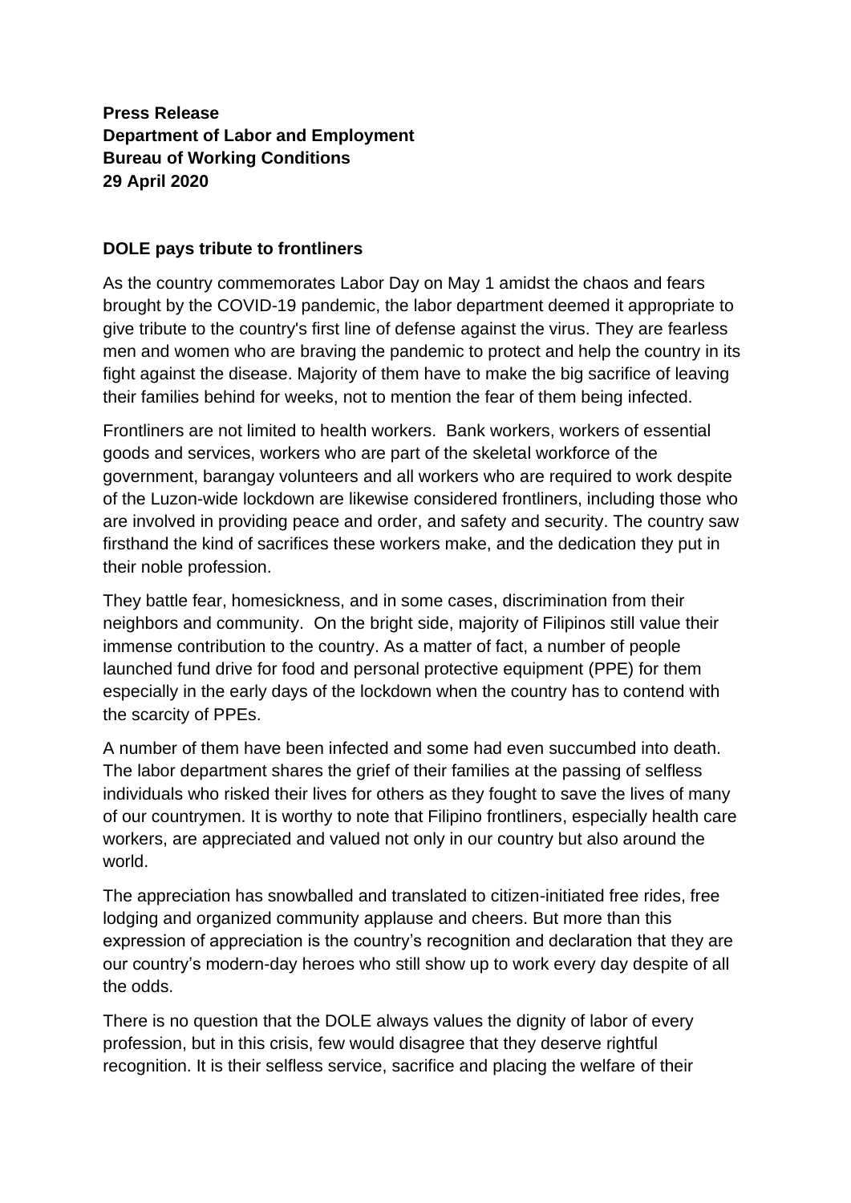**Press Release**
**Department of Labor and Employment**
**Bureau of Working Conditions**
**29 April 2020**

**DOLE pays tribute to frontliners**

As the country commemorates Labor Day on May 1 amidst the chaos and fears brought by the COVID-19 pandemic, the labor department deemed it appropriate to give tribute to the country's first line of defense against the virus. They are fearless men and women who are braving the pandemic to protect and help the country in its fight against the disease. Majority of them have to make the big sacrifice of leaving their families behind for weeks, not to mention the fear of them being infected.

Frontliners are not limited to health workers. Bank workers, workers of essential goods and services, workers who are part of the skeletal workforce of the government, barangay volunteers and all workers who are required to work despite of the Luzon-wide lockdown are likewise considered frontliners, including those who are involved in providing peace and order, and safety and security. The country saw firsthand the kind of sacrifices these workers make, and the dedication they put in their noble profession.

They battle fear, homesickness, and in some cases, discrimination from their neighbors and community. On the bright side, majority of Filipinos still value their immense contribution to the country. As a matter of fact, a number of people launched fund drive for food and personal protective equipment (PPE) for them especially in the early days of the lockdown when the country has to contend with the scarcity of PPEs.

A number of them have been infected and some had even succumbed into death. The labor department shares the grief of their families at the passing of selfless individuals who risked their lives for others as they fought to save the lives of many of our countrymen. It is worthy to note that Filipino frontliners, especially health care workers, are appreciated and valued not only in our country but also around the world.

The appreciation has snowballed and translated to citizen-initiated free rides, free lodging and organized community applause and cheers. But more than this expression of appreciation is the country's recognition and declaration that they are our country's modern-day heroes who still show up to work every day despite of all the odds.

There is no question that the DOLE always values the dignity of labor of every profession, but in this crisis, few would disagree that they deserve rightful recognition. It is their selfless service, sacrifice and placing the welfare of their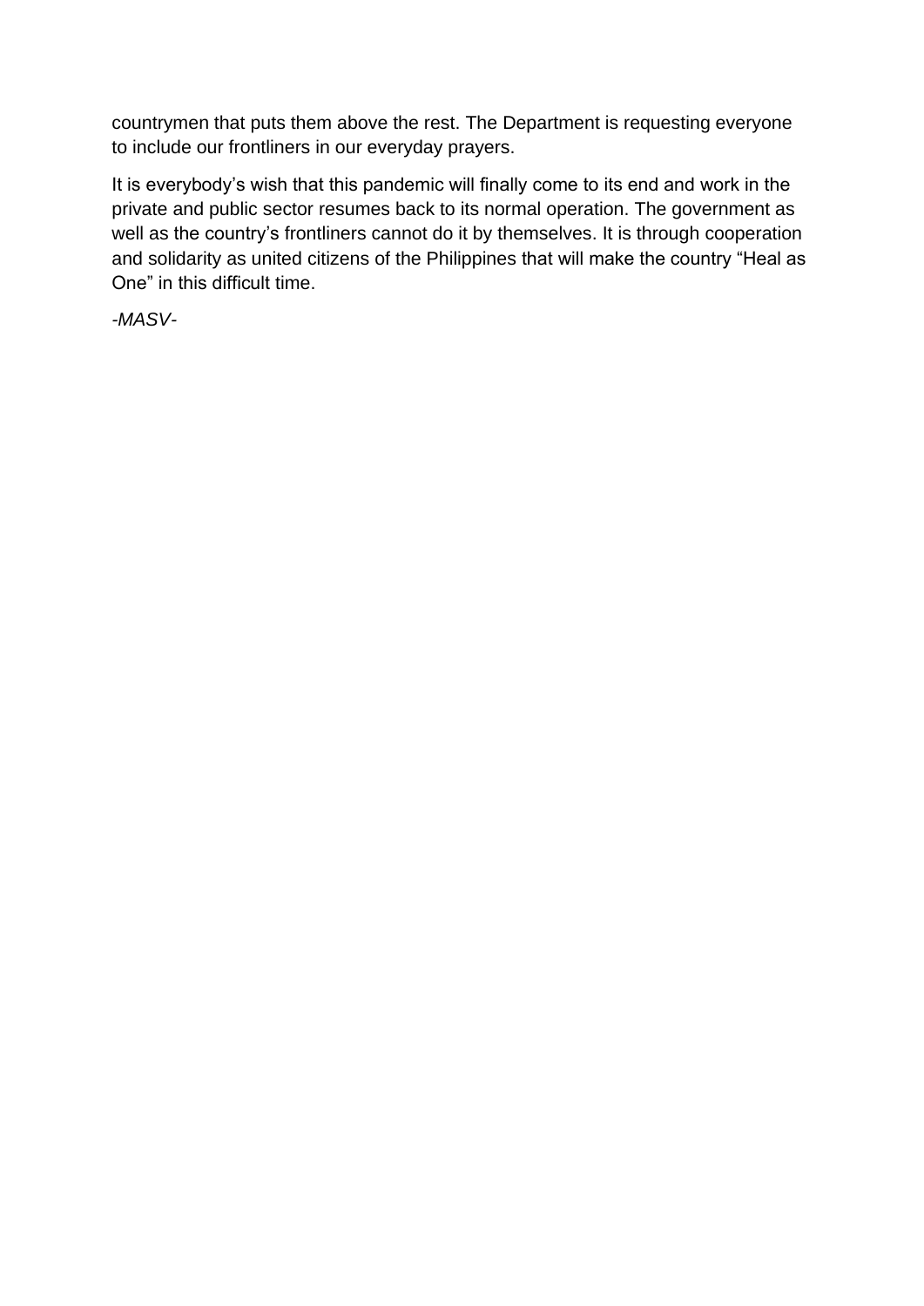countrymen that puts them above the rest. The Department is requesting everyone to include our frontliners in our everyday prayers.

It is everybody's wish that this pandemic will finally come to its end and work in the private and public sector resumes back to its normal operation. The government as well as the country's frontliners cannot do it by themselves. It is through cooperation and solidarity as united citizens of the Philippines that will make the country "Heal as One" in this difficult time.

*-MASV-*